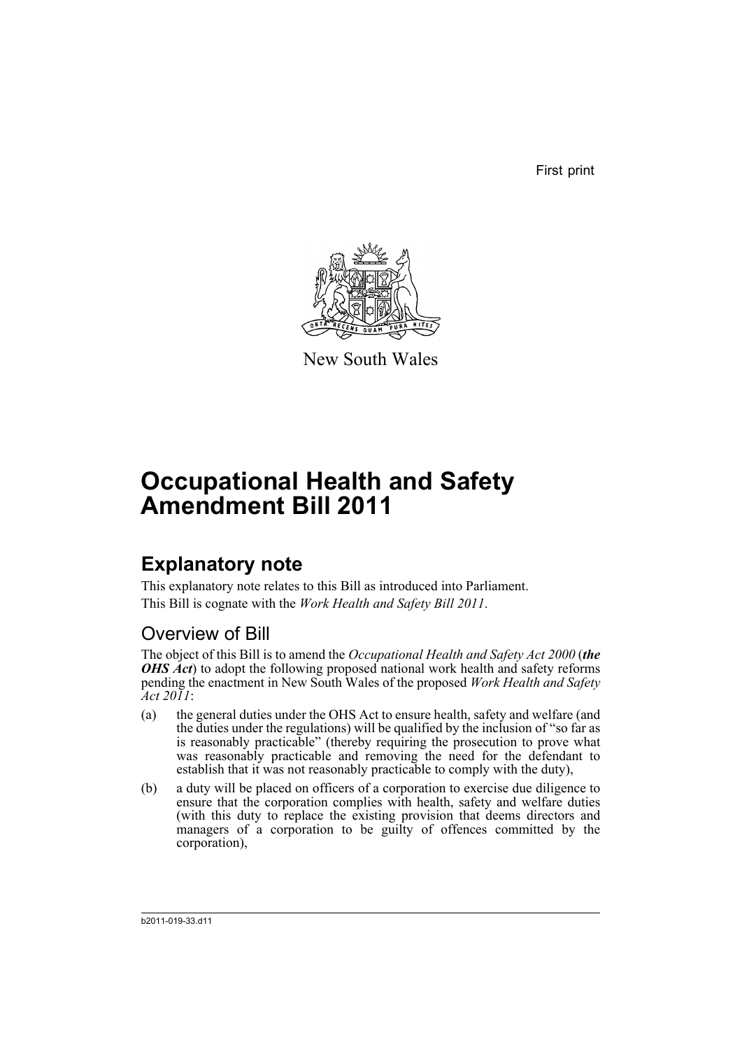First print

New South Wales

# Occupational Health and Safety Amendment Bill 2011

## Explanatory note

This explanatory note relates to this Bill as introduced into Parliament.

This Bill is cognate with the *Work Health and Safety Bill 2011*.

### Overview of Bill

The object of this Bill is to amend the *Occupational Health and Safety Act 2000* (***the OHS Act***) to adopt the following proposed national work health and safety reforms pending the enactment in New South Wales of the proposed *Work Health and Safety Act 2011*:

(a) the general duties under the OHS Act to ensure health, safety and welfare (and the duties under the regulations) will be qualified by the inclusion of "so far as is reasonably practicable" (thereby requiring the prosecution to prove what was reasonably practicable and removing the need for the defendant to establish that it was not reasonably practicable to comply with the duty),

(b) a duty will be placed on officers of a corporation to exercise due diligence to ensure that the corporation complies with health, safety and welfare duties (with this duty to replace the existing provision that deems directors and managers of a corporation to be guilty of offences committed by the corporation),

b2011-019-33.d11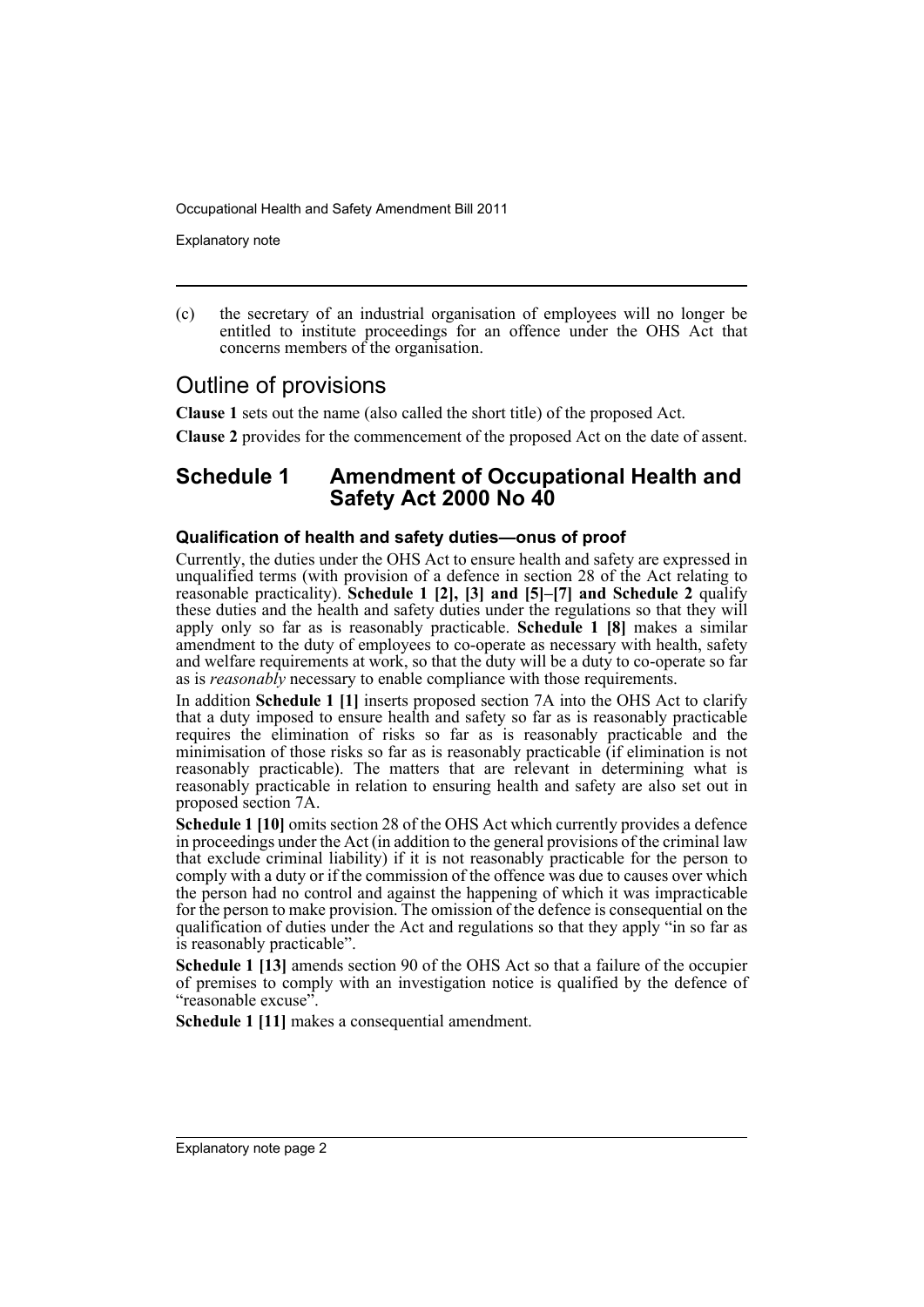(c) the secretary of an industrial organisation of employees will no longer be entitled to institute proceedings for an offence under the OHS Act that concerns members of the organisation.

## Outline of provisions

**Clause 1** sets out the name (also called the short title) of the proposed Act.

**Clause 2** provides for the commencement of the proposed Act on the date of assent.

## Schedule 1 Amendment of Occupational Health and Safety Act 2000 No 40

### Qualification of health and safety duties—onus of proof

Currently, the duties under the OHS Act to ensure health and safety are expressed in unqualified terms (with provision of a defence in section 28 of the Act relating to reasonable practicality). **Schedule 1 [2], [3] and [5]–[7] and Schedule 2** qualify these duties and the health and safety duties under the regulations so that they will apply only so far as is reasonably practicable. **Schedule 1 [8]** makes a similar amendment to the duty of employees to co-operate as necessary with health, safety and welfare requirements at work, so that the duty will be a duty to co-operate so far as is *reasonably* necessary to enable compliance with those requirements.

In addition **Schedule 1 [1]** inserts proposed section 7A into the OHS Act to clarify that a duty imposed to ensure health and safety so far as is reasonably practicable requires the elimination of risks so far as is reasonably practicable and the minimisation of those risks so far as is reasonably practicable (if elimination is not reasonably practicable). The matters that are relevant in determining what is reasonably practicable in relation to ensuring health and safety are also set out in proposed section 7A.

**Schedule 1 [10]** omits section 28 of the OHS Act which currently provides a defence in proceedings under the Act (in addition to the general provisions of the criminal law that exclude criminal liability) if it is not reasonably practicable for the person to comply with a duty or if the commission of the offence was due to causes over which the person had no control and against the happening of which it was impracticable for the person to make provision. The omission of the defence is consequential on the qualification of duties under the Act and regulations so that they apply "in so far as is reasonably practicable".

**Schedule 1 [13]** amends section 90 of the OHS Act so that a failure of the occupier of premises to comply with an investigation notice is qualified by the defence of "reasonable excuse".

**Schedule 1 [11]** makes a consequential amendment.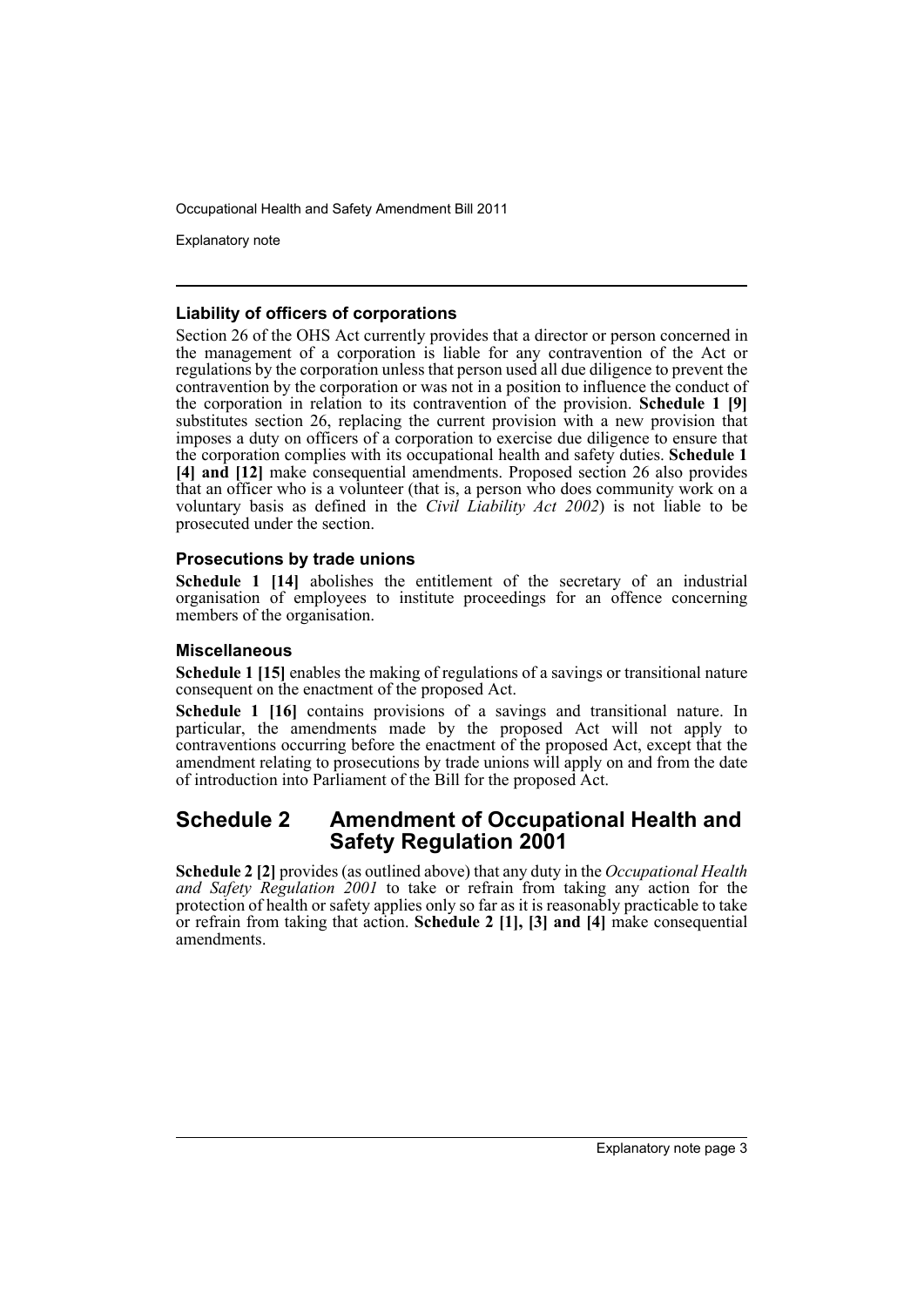### Liability of officers of corporations

Section 26 of the OHS Act currently provides that a director or person concerned in the management of a corporation is liable for any contravention of the Act or regulations by the corporation unless that person used all due diligence to prevent the contravention by the corporation or was not in a position to influence the conduct of the corporation in relation to its contravention of the provision. **Schedule 1 [9]** substitutes section 26, replacing the current provision with a new provision that imposes a duty on officers of a corporation to exercise due diligence to ensure that the corporation complies with its occupational health and safety duties. **Schedule 1 [4] and [12]** make consequential amendments. Proposed section 26 also provides that an officer who is a volunteer (that is, a person who does community work on a voluntary basis as defined in the *Civil Liability Act 2002*) is not liable to be prosecuted under the section.

### Prosecutions by trade unions

**Schedule 1 [14]** abolishes the entitlement of the secretary of an industrial organisation of employees to institute proceedings for an offence concerning members of the organisation.

### Miscellaneous

**Schedule 1 [15]** enables the making of regulations of a savings or transitional nature consequent on the enactment of the proposed Act.

**Schedule 1 [16]** contains provisions of a savings and transitional nature. In particular, the amendments made by the proposed Act will not apply to contraventions occurring before the enactment of the proposed Act, except that the amendment relating to prosecutions by trade unions will apply on and from the date of introduction into Parliament of the Bill for the proposed Act.

## Schedule 2 Amendment of Occupational Health and Safety Regulation 2001

**Schedule 2 [2]** provides (as outlined above) that any duty in the *Occupational Health and Safety Regulation 2001* to take or refrain from taking any action for the protection of health or safety applies only so far as it is reasonably practicable to take or refrain from taking that action. **Schedule 2 [1], [3] and [4]** make consequential amendments.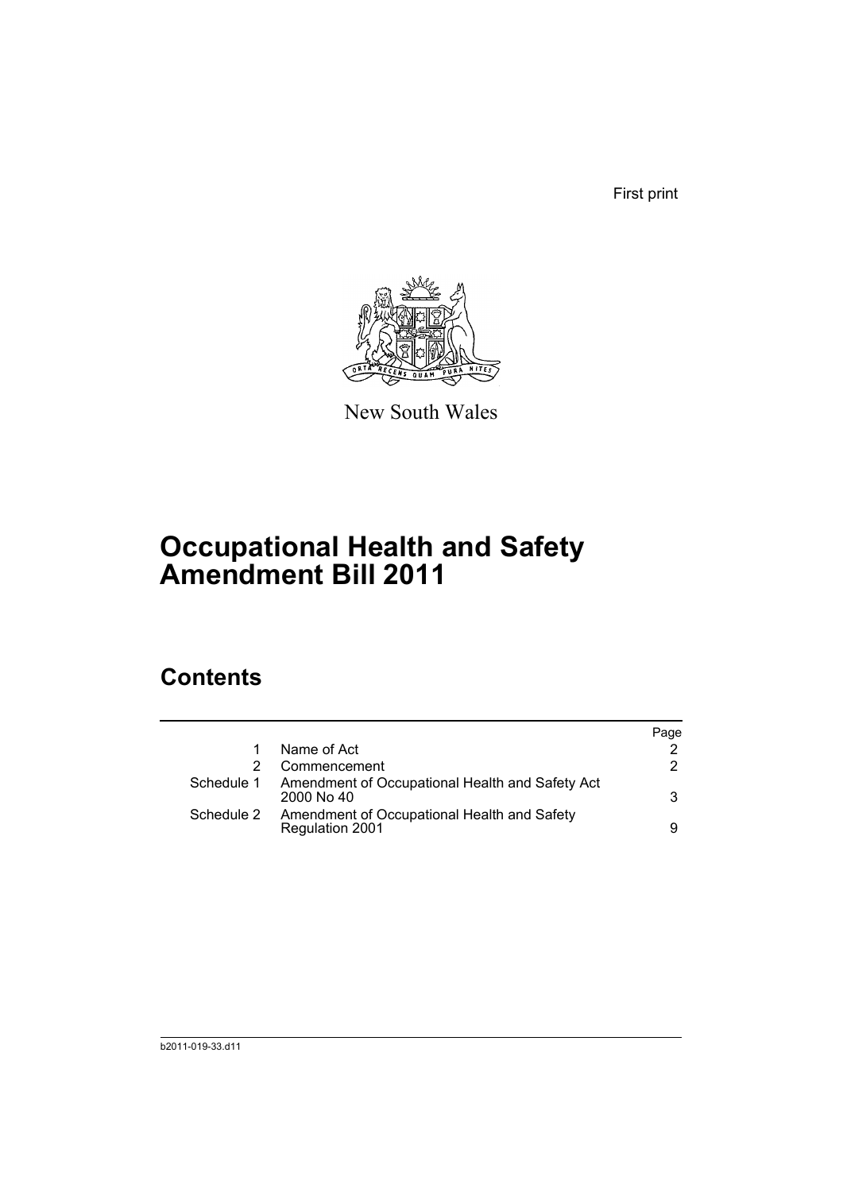First print

New South Wales

# Occupational Health and Safety Amendment Bill 2011

## Contents

| | | Page |
|---|---|---|
| 1 | Name of Act | 2 |
| 2 | Commencement | 2 |
| Schedule 1 | Amendment of Occupational Health and Safety Act 2000 No 40 | 3 |
| Schedule 2 | Amendment of Occupational Health and Safety Regulation 2001 | 9 |

b2011-019-33.d11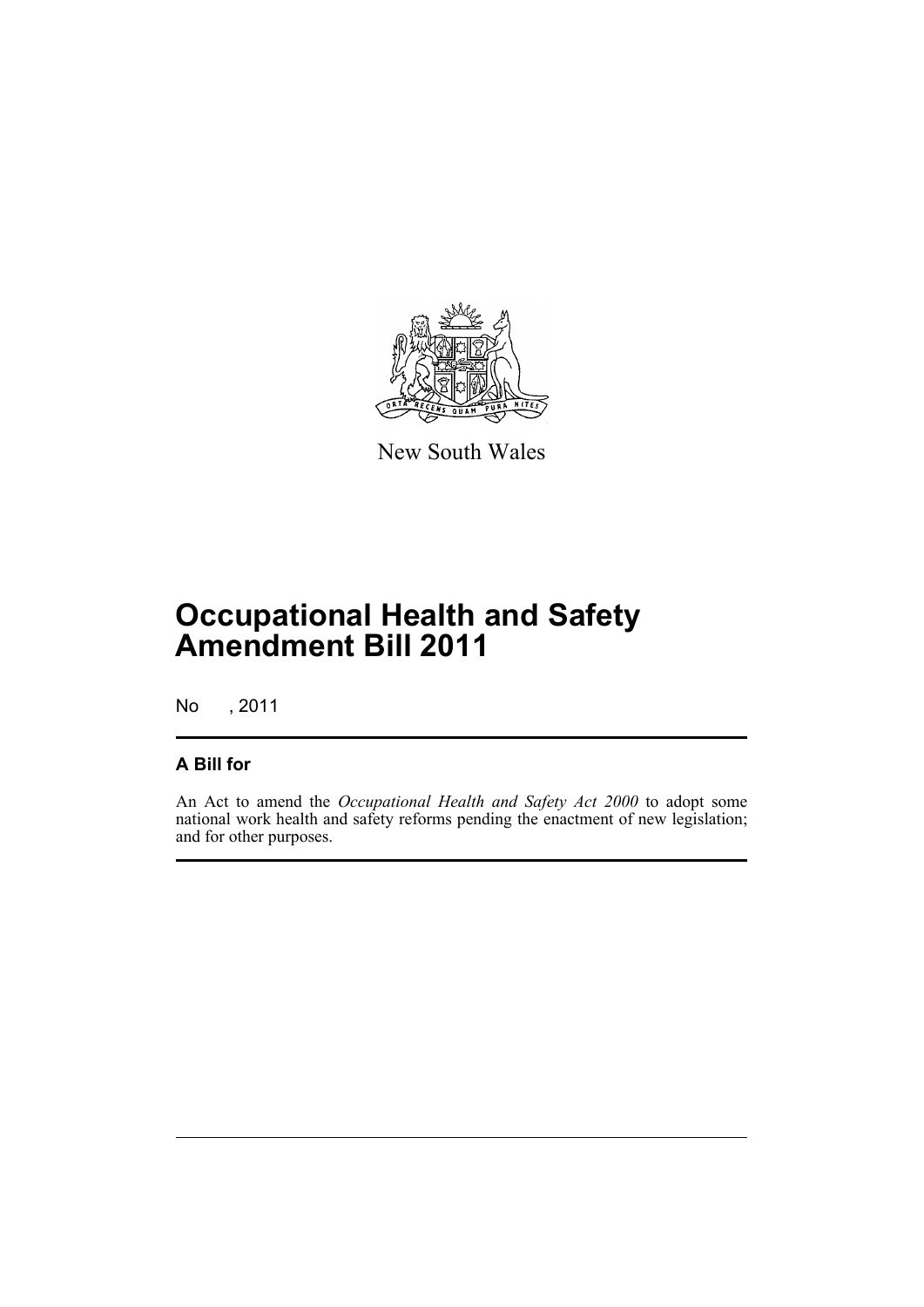New South Wales

# Occupational Health and Safety Amendment Bill 2011

No , 2011

## A Bill for

An Act to amend the *Occupational Health and Safety Act 2000* to adopt some national work health and safety reforms pending the enactment of new legislation; and for other purposes.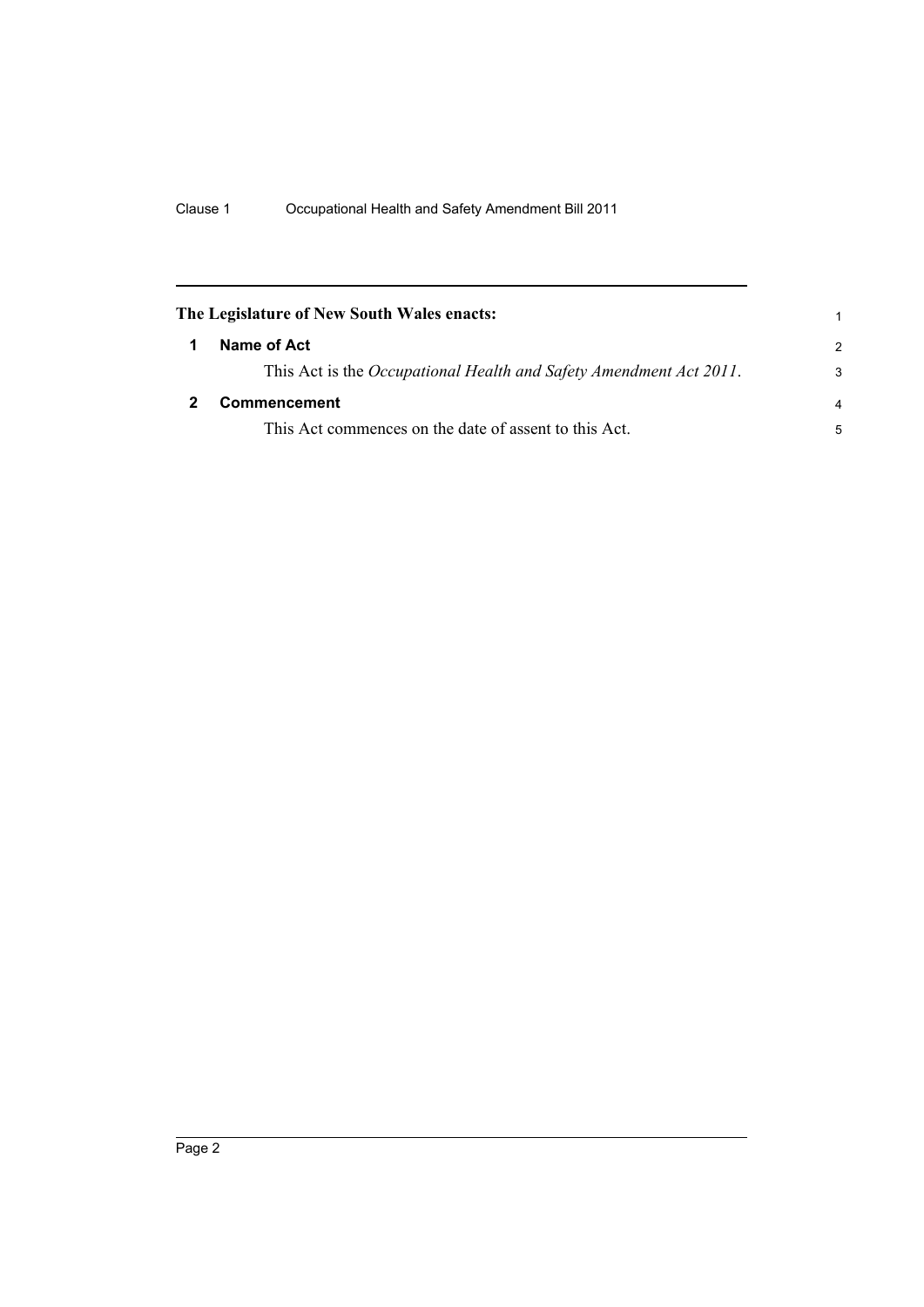**The Legislature of New South Wales enacts:**

## 1 Name of Act

This Act is the *Occupational Health and Safety Amendment Act 2011*.

## 2 Commencement

This Act commences on the date of assent to this Act.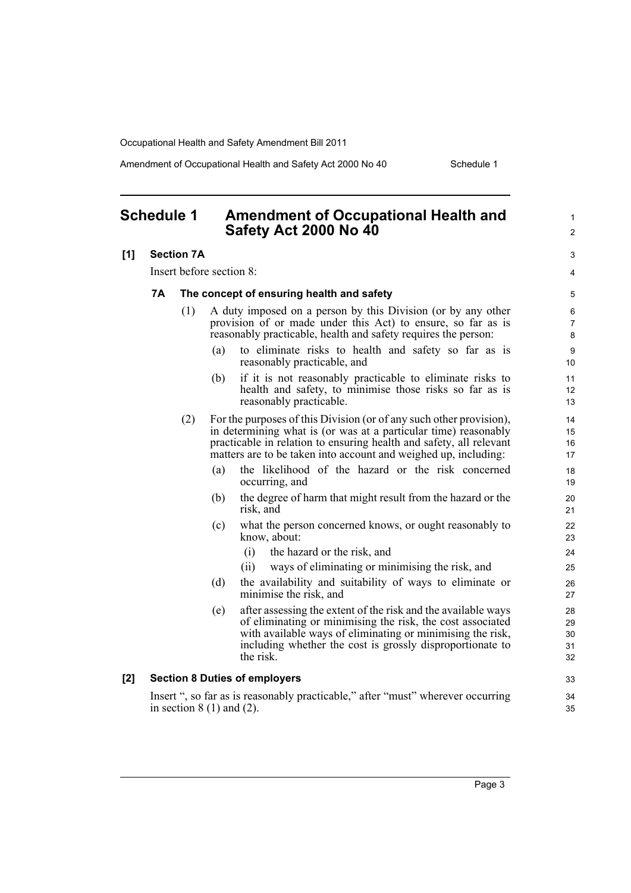# Schedule 1 Amendment of Occupational Health and Safety Act 2000 No 40

**[1] Section 7A**

Insert before section 8:

**7A The concept of ensuring health and safety**

(1) A duty imposed on a person by this Division (or by any other provision of or made under this Act) to ensure, so far as is reasonably practicable, health and safety requires the person:

(a) to eliminate risks to health and safety so far as is reasonably practicable, and

(b) if it is not reasonably practicable to eliminate risks to health and safety, to minimise those risks so far as is reasonably practicable.

(2) For the purposes of this Division (or of any such other provision), in determining what is (or was at a particular time) reasonably practicable in relation to ensuring health and safety, all relevant matters are to be taken into account and weighed up, including:

(a) the likelihood of the hazard or the risk concerned occurring, and

(b) the degree of harm that might result from the hazard or the risk, and

(c) what the person concerned knows, or ought reasonably to know, about:

(i) the hazard or the risk, and

(ii) ways of eliminating or minimising the risk, and

(d) the availability and suitability of ways to eliminate or minimise the risk, and

(e) after assessing the extent of the risk and the available ways of eliminating or minimising the risk, the cost associated with available ways of eliminating or minimising the risk, including whether the cost is grossly disproportionate to the risk.

**[2] Section 8 Duties of employers**

Insert ", so far as is reasonably practicable," after "must" wherever occurring in section 8 (1) and (2).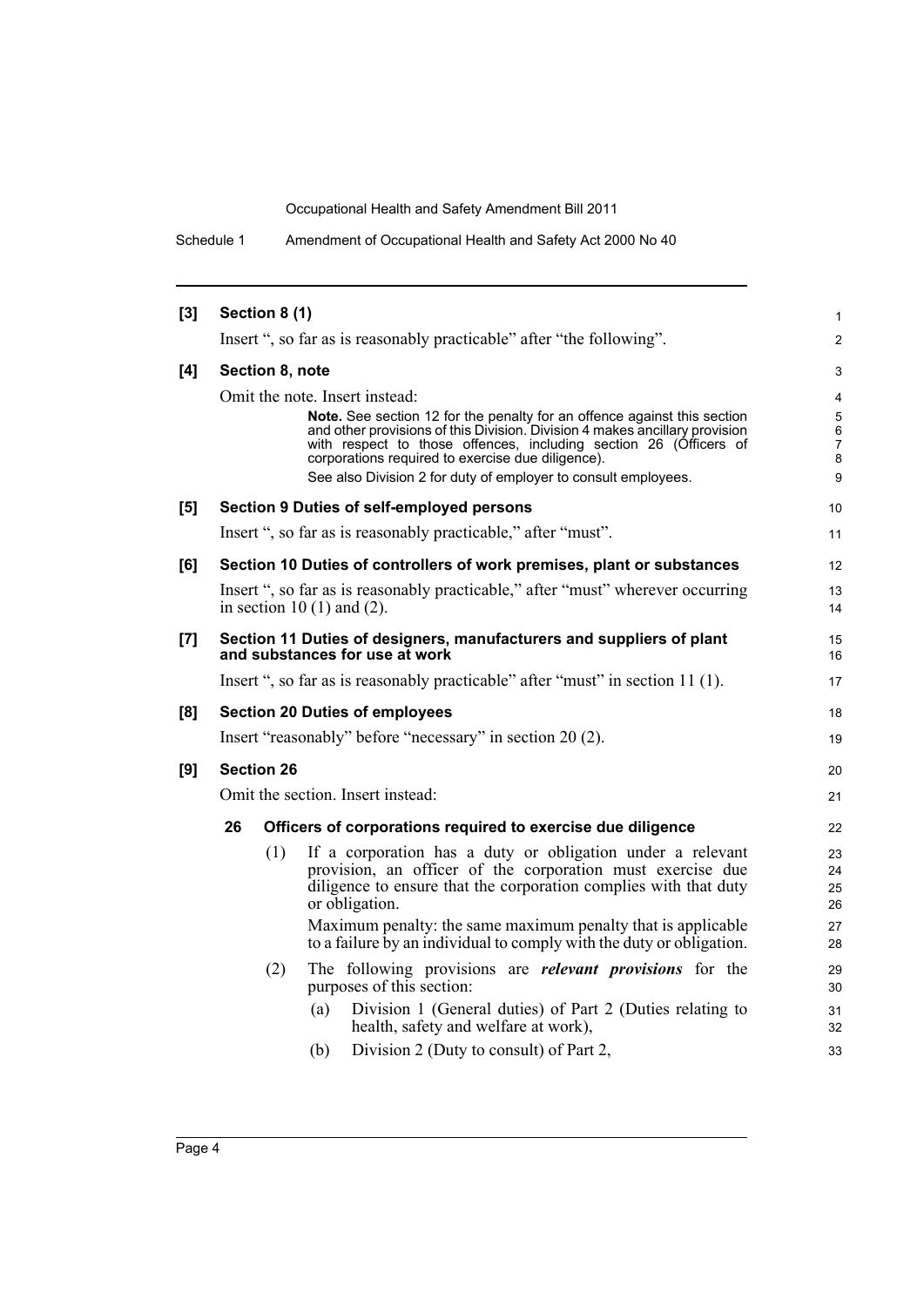**[3] Section 8 (1)**

Insert ", so far as is reasonably practicable" after "the following".

**[4] Section 8, note**

Omit the note. Insert instead:

> **Note.** See section 12 for the penalty for an offence against this section and other provisions of this Division. Division 4 makes ancillary provision with respect to those offences, including section 26 (Officers of corporations required to exercise due diligence).
>
> See also Division 2 for duty of employer to consult employees.

**[5] Section 9 Duties of self-employed persons**

Insert ", so far as is reasonably practicable," after "must".

**[6] Section 10 Duties of controllers of work premises, plant or substances**

Insert ", so far as is reasonably practicable," after "must" wherever occurring in section 10 (1) and (2).

**[7] Section 11 Duties of designers, manufacturers and suppliers of plant and substances for use at work**

Insert ", so far as is reasonably practicable" after "must" in section 11 (1).

**[8] Section 20 Duties of employees**

Insert "reasonably" before "necessary" in section 20 (2).

**[9] Section 26**

Omit the section. Insert instead:

**26 Officers of corporations required to exercise due diligence**

(1) If a corporation has a duty or obligation under a relevant provision, an officer of the corporation must exercise due diligence to ensure that the corporation complies with that duty or obligation.

Maximum penalty: the same maximum penalty that is applicable to a failure by an individual to comply with the duty or obligation.

(2) The following provisions are ***relevant provisions*** for the purposes of this section:

(a) Division 1 (General duties) of Part 2 (Duties relating to health, safety and welfare at work),

(b) Division 2 (Duty to consult) of Part 2,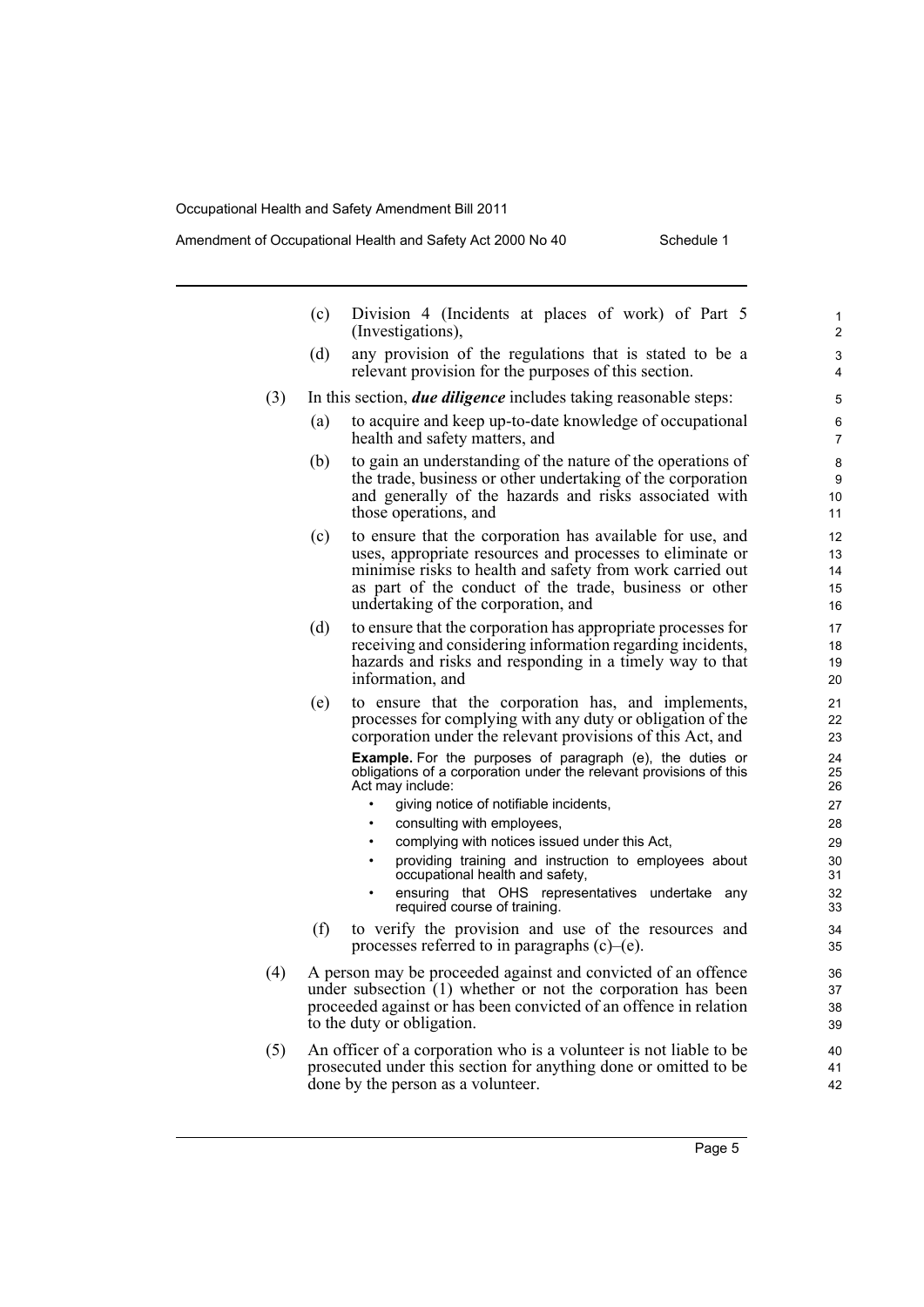(c) Division 4 (Incidents at places of work) of Part 5 (Investigations),

(d) any provision of the regulations that is stated to be a relevant provision for the purposes of this section.

(3) In this section, ***due diligence*** includes taking reasonable steps:

(a) to acquire and keep up-to-date knowledge of occupational health and safety matters, and

(b) to gain an understanding of the nature of the operations of the trade, business or other undertaking of the corporation and generally of the hazards and risks associated with those operations, and

(c) to ensure that the corporation has available for use, and uses, appropriate resources and processes to eliminate or minimise risks to health and safety from work carried out as part of the conduct of the trade, business or other undertaking of the corporation, and

(d) to ensure that the corporation has appropriate processes for receiving and considering information regarding incidents, hazards and risks and responding in a timely way to that information, and

(e) to ensure that the corporation has, and implements, processes for complying with any duty or obligation of the corporation under the relevant provisions of this Act, and

**Example.** For the purposes of paragraph (e), the duties or obligations of a corporation under the relevant provisions of this Act may include:

- giving notice of notifiable incidents,
- consulting with employees,
- complying with notices issued under this Act,
- providing training and instruction to employees about occupational health and safety,
- ensuring that OHS representatives undertake any required course of training.

(f) to verify the provision and use of the resources and processes referred to in paragraphs (c)–(e).

(4) A person may be proceeded against and convicted of an offence under subsection (1) whether or not the corporation has been proceeded against or has been convicted of an offence in relation to the duty or obligation.

(5) An officer of a corporation who is a volunteer is not liable to be prosecuted under this section for anything done or omitted to be done by the person as a volunteer.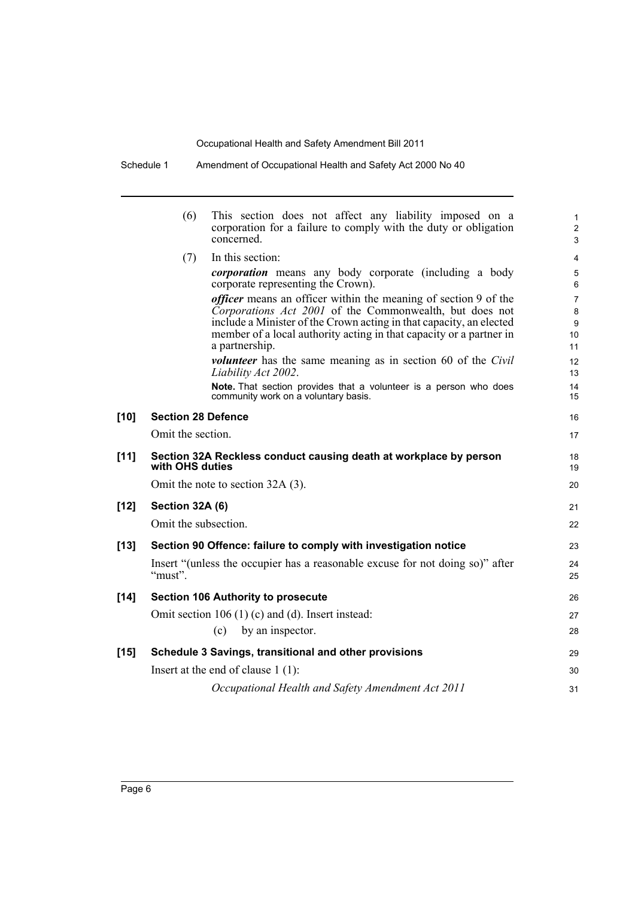(6) This section does not affect any liability imposed on a corporation for a failure to comply with the duty or obligation concerned.

(7) In this section:

***corporation*** means any body corporate (including a body corporate representing the Crown).

***officer*** means an officer within the meaning of section 9 of the *Corporations Act 2001* of the Commonwealth, but does not include a Minister of the Crown acting in that capacity, an elected member of a local authority acting in that capacity or a partner in a partnership.

***volunteer*** has the same meaning as in section 60 of the *Civil Liability Act 2002*.

**Note.** That section provides that a volunteer is a person who does community work on a voluntary basis.

**[10] Section 28 Defence**

Omit the section.

**[11] Section 32A Reckless conduct causing death at workplace by person with OHS duties**

Omit the note to section 32A (3).

**[12] Section 32A (6)**

Omit the subsection.

**[13] Section 90 Offence: failure to comply with investigation notice**

Insert "(unless the occupier has a reasonable excuse for not doing so)" after "must".

**[14] Section 106 Authority to prosecute**

Omit section 106 (1) (c) and (d). Insert instead:

(c) by an inspector.

**[15] Schedule 3 Savings, transitional and other provisions**

Insert at the end of clause 1 (1):

*Occupational Health and Safety Amendment Act 2011*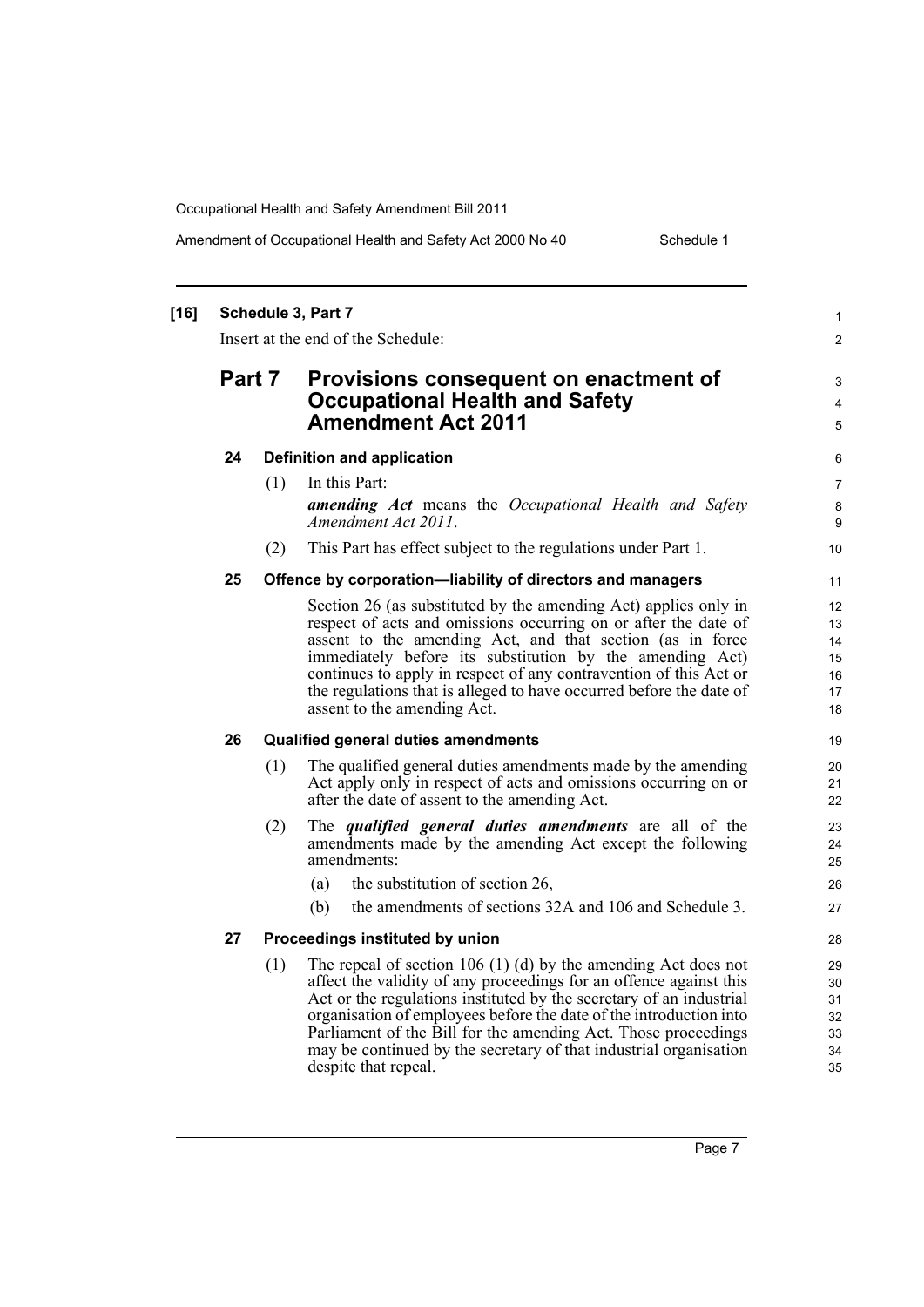**[16] Schedule 3, Part 7**

Insert at the end of the Schedule:

## Part 7 Provisions consequent on enactment of Occupational Health and Safety Amendment Act 2011

### 24 Definition and application

(1) In this Part:

***amending Act*** means the *Occupational Health and Safety Amendment Act 2011*.

(2) This Part has effect subject to the regulations under Part 1.

### 25 Offence by corporation—liability of directors and managers

Section 26 (as substituted by the amending Act) applies only in respect of acts and omissions occurring on or after the date of assent to the amending Act, and that section (as in force immediately before its substitution by the amending Act) continues to apply in respect of any contravention of this Act or the regulations that is alleged to have occurred before the date of assent to the amending Act.

### 26 Qualified general duties amendments

(1) The qualified general duties amendments made by the amending Act apply only in respect of acts and omissions occurring on or after the date of assent to the amending Act.

(2) The ***qualified general duties amendments*** are all of the amendments made by the amending Act except the following amendments:

- (a) the substitution of section 26,
- (b) the amendments of sections 32A and 106 and Schedule 3.

### 27 Proceedings instituted by union

(1) The repeal of section 106 (1) (d) by the amending Act does not affect the validity of any proceedings for an offence against this Act or the regulations instituted by the secretary of an industrial organisation of employees before the date of the introduction into Parliament of the Bill for the amending Act. Those proceedings may be continued by the secretary of that industrial organisation despite that repeal.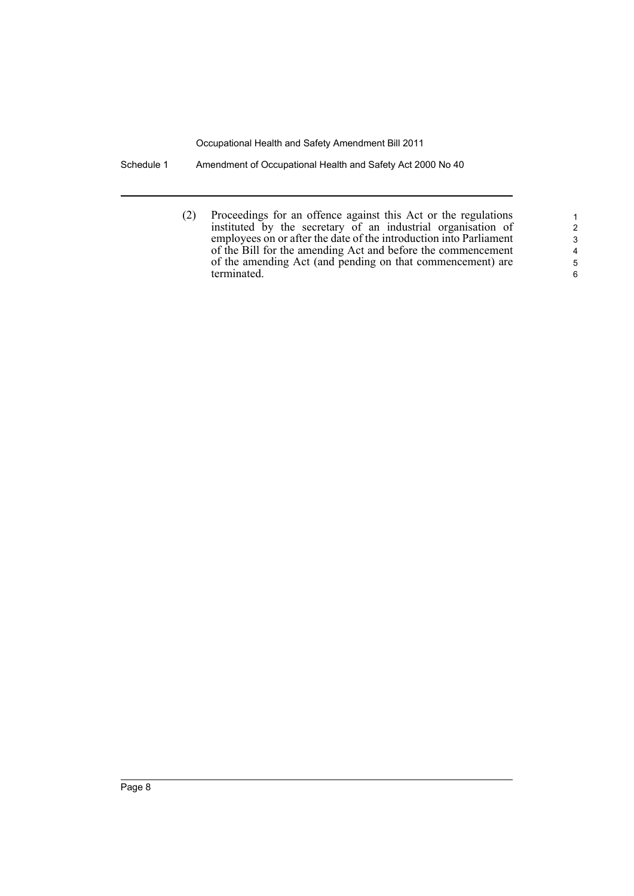(2) Proceedings for an offence against this Act or the regulations instituted by the secretary of an industrial organisation of employees on or after the date of the introduction into Parliament of the Bill for the amending Act and before the commencement of the amending Act (and pending on that commencement) are terminated.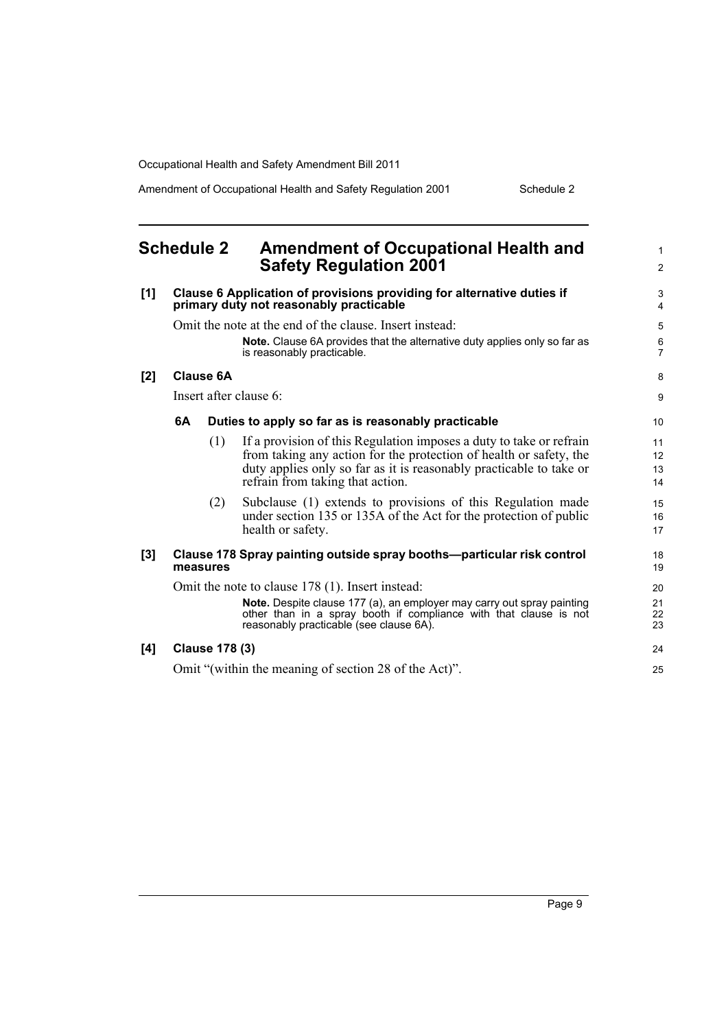# Schedule 2 Amendment of Occupational Health and Safety Regulation 2001

**[1] Clause 6 Application of provisions providing for alternative duties if primary duty not reasonably practicable**

Omit the note at the end of the clause. Insert instead:

> **Note.** Clause 6A provides that the alternative duty applies only so far as is reasonably practicable.

**[2] Clause 6A**

Insert after clause 6:

**6A Duties to apply so far as is reasonably practicable**

(1) If a provision of this Regulation imposes a duty to take or refrain from taking any action for the protection of health or safety, the duty applies only so far as it is reasonably practicable to take or refrain from taking that action.

(2) Subclause (1) extends to provisions of this Regulation made under section 135 or 135A of the Act for the protection of public health or safety.

**[3] Clause 178 Spray painting outside spray booths—particular risk control measures**

Omit the note to clause 178 (1). Insert instead:

> **Note.** Despite clause 177 (a), an employer may carry out spray painting other than in a spray booth if compliance with that clause is not reasonably practicable (see clause 6A).

**[4] Clause 178 (3)**

Omit "(within the meaning of section 28 of the Act)".